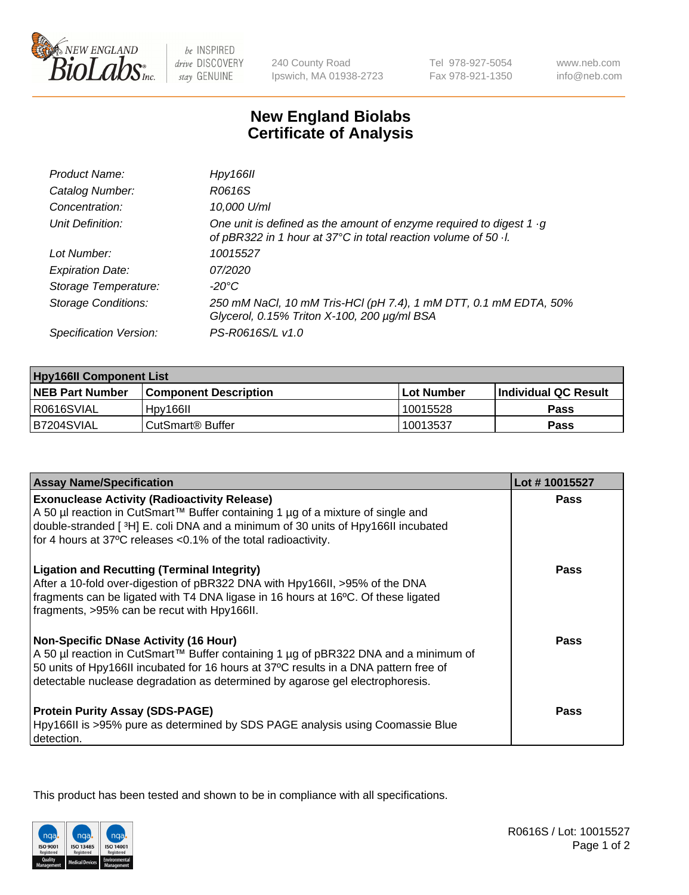# New England Biolabs Certificate of Analysis

| | |
|---|---|
| Product Name: | *Hpy166II* |
| Catalog Number: | *R0616S* |
| Concentration: | *10,000 U/ml* |
| Unit Definition: | *One unit is defined as the amount of enzyme required to digest 1 ·g of pBR322 in 1 hour at 37°C in total reaction volume of 50 ·l.* |
| Lot Number: | *10015527* |
| Expiration Date: | *07/2020* |
| Storage Temperature: | *-20°C* |
| Storage Conditions: | *250 mM NaCl, 10 mM Tris-HCl (pH 7.4), 1 mM DTT, 0.1 mM EDTA, 50% Glycerol, 0.15% Triton X-100, 200 µg/ml BSA* |
| Specification Version: | *PS-R0616S/L v1.0* |

| Hpy166II Component List | | | |
|---|---|---|---|
| **NEB Part Number** | **Component Description** | **Lot Number** | **Individual QC Result** |
| R0616SVIAL | Hpy166II | 10015528 | **Pass** |
| B7204SVIAL | CutSmart® Buffer | 10013537 | **Pass** |

| Assay Name/Specification | Lot # 10015527 |
|---|---|
| **Exonuclease Activity (Radioactivity Release)** A 50 µl reaction in CutSmart™ Buffer containing 1 µg of a mixture of single and double-stranded [ $^{3}$H] E. coli DNA and a minimum of 30 units of Hpy166II incubated for 4 hours at 37ºC releases <0.1% of the total radioactivity. | **Pass** |
| **Ligation and Recutting (Terminal Integrity)** After a 10-fold over-digestion of pBR322 DNA with Hpy166II, >95% of the DNA fragments can be ligated with T4 DNA ligase in 16 hours at 16ºC. Of these ligated fragments, >95% can be recut with Hpy166II. | **Pass** |
| **Non-Specific DNase Activity (16 Hour)** A 50 µl reaction in CutSmart™ Buffer containing 1 µg of pBR322 DNA and a minimum of 50 units of Hpy166II incubated for 16 hours at 37ºC results in a DNA pattern free of detectable nuclease degradation as determined by agarose gel electrophoresis. | **Pass** |
| **Protein Purity Assay (SDS-PAGE)** Hpy166II is >95% pure as determined by SDS PAGE analysis using Coomassie Blue detection. | **Pass** |

This product has been tested and shown to be in compliance with all specifications.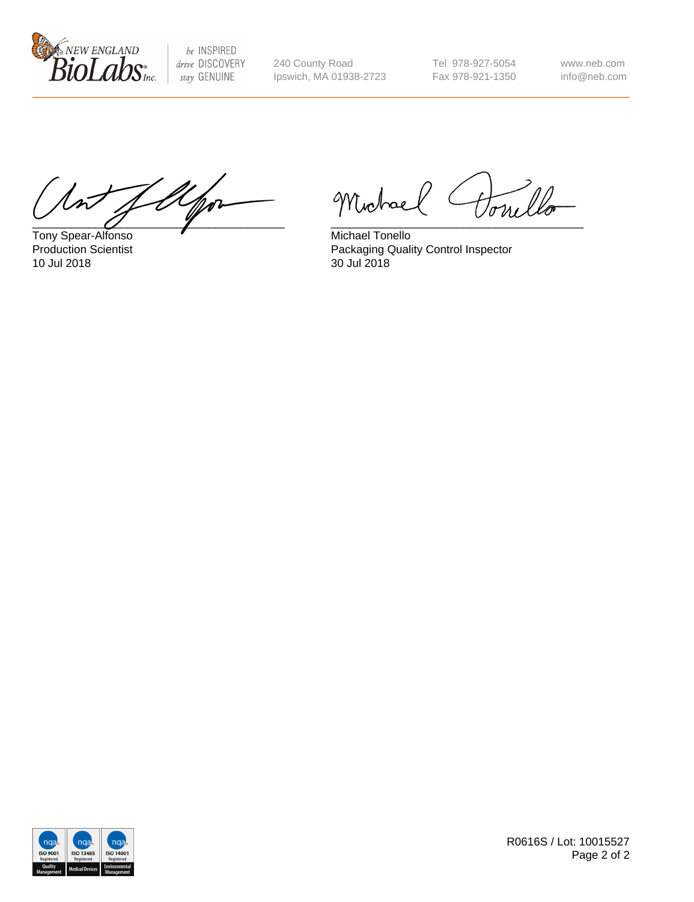Tony Spear-Alfonso
Production Scientist
10 Jul 2018

Michael Tonello
Packaging Quality Control Inspector
30 Jul 2018